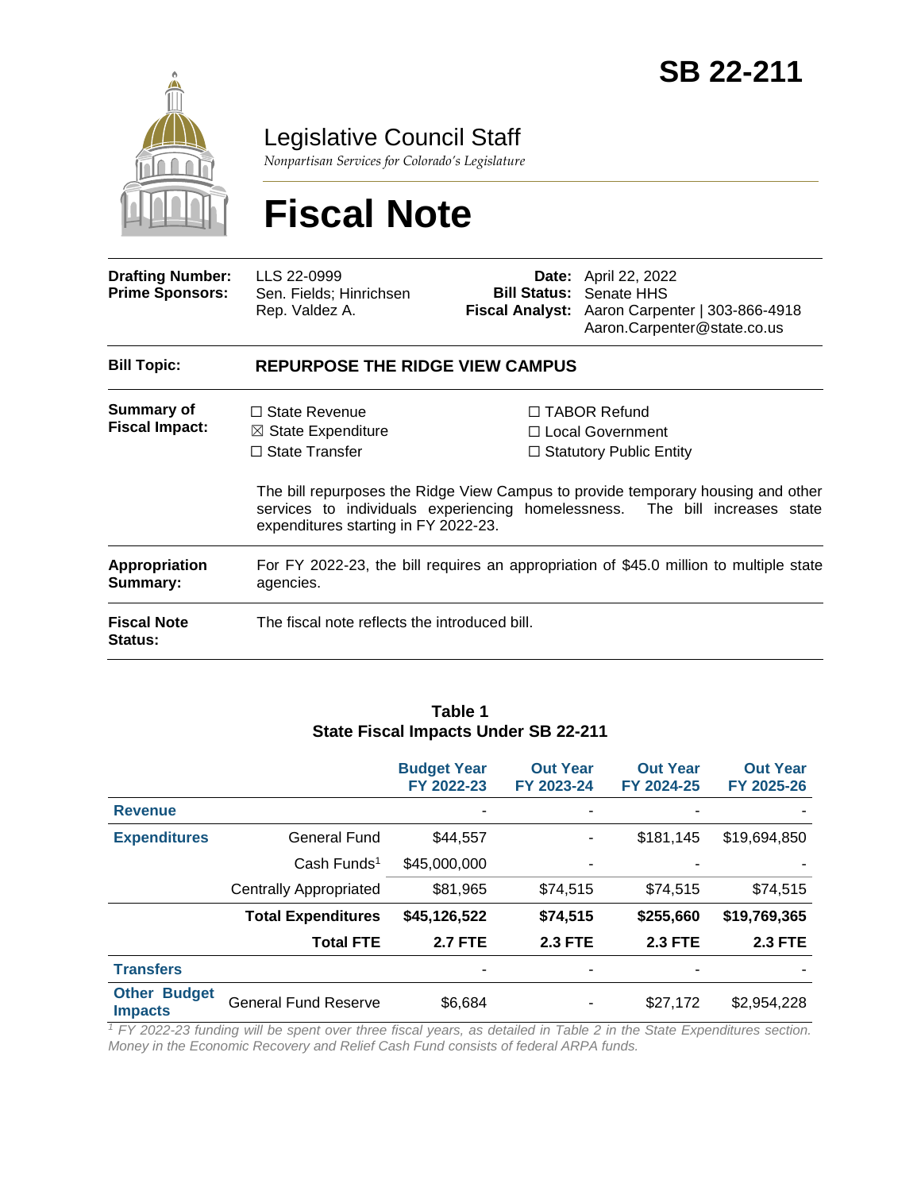# SB 22-211

## Legislative Council Staff

*Nonpartisan Services for Colorado's Legislature*

# Fiscal Note

| | | | |
|---|---|---|---|
| **Drafting Number:** | LLS 22-0999 | **Date:** | April 22, 2022 |
| **Prime Sponsors:** | Sen. Fields; Hinrichsen<br>Rep. Valdez A. | **Bill Status:** | Senate HHS |
| | | **Fiscal Analyst:** | Aaron Carpenter \| 303-866-4918<br>Aaron.Carpenter@state.co.us |

**Bill Topic:** **REPURPOSE THE RIDGE VIEW CAMPUS**

**Summary of Fiscal Impact:**

- ☐ State Revenue
- ☒ State Expenditure
- ☐ State Transfer
- ☐ TABOR Refund
- ☐ Local Government
- ☐ Statutory Public Entity

The bill repurposes the Ridge View Campus to provide temporary housing and other services to individuals experiencing homelessness. The bill increases state expenditures starting in FY 2022-23.

**Appropriation Summary:** For FY 2022-23, the bill requires an appropriation of $45.0 million to multiple state agencies.

**Fiscal Note Status:** The fiscal note reflects the introduced bill.

**Table 1**
**State Fiscal Impacts Under SB 22-211**

| | | Budget Year FY 2022-23 | Out Year FY 2023-24 | Out Year FY 2024-25 | Out Year FY 2025-26 |
|---|---|---|---|---|---|
| **Revenue** | | - | - | - | - |
| **Expenditures** | General Fund | $44,557 | - | $181,145 | $19,694,850 |
| | Cash Funds[1] | $45,000,000 | - | - | - |
| | Centrally Appropriated | $81,965 | $74,515 | $74,515 | $74,515 |
| | **Total Expenditures** | **$45,126,522** | **$74,515** | **$255,660** | **$19,769,365** |
| | **Total FTE** | **2.7 FTE** | **2.3 FTE** | **2.3 FTE** | **2.3 FTE** |
| **Transfers** | | - | - | - | - |
| **Other Budget Impacts** | General Fund Reserve | $6,684 | - | $27,172 | $2,954,228 |

*[1] FY 2022-23 funding will be spent over three fiscal years, as detailed in Table 2 in the State Expenditures section. Money in the Economic Recovery and Relief Cash Fund consists of federal ARPA funds.*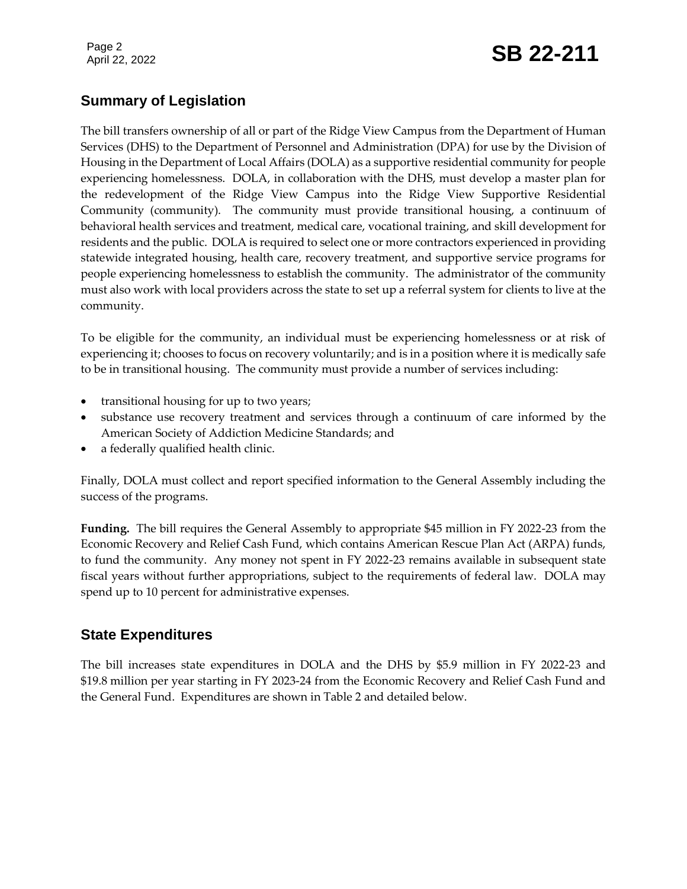## Summary of Legislation

The bill transfers ownership of all or part of the Ridge View Campus from the Department of Human Services (DHS) to the Department of Personnel and Administration (DPA) for use by the Division of Housing in the Department of Local Affairs (DOLA) as a supportive residential community for people experiencing homelessness. DOLA, in collaboration with the DHS, must develop a master plan for the redevelopment of the Ridge View Campus into the Ridge View Supportive Residential Community (community). The community must provide transitional housing, a continuum of behavioral health services and treatment, medical care, vocational training, and skill development for residents and the public. DOLA is required to select one or more contractors experienced in providing statewide integrated housing, health care, recovery treatment, and supportive service programs for people experiencing homelessness to establish the community. The administrator of the community must also work with local providers across the state to set up a referral system for clients to live at the community.

To be eligible for the community, an individual must be experiencing homelessness or at risk of experiencing it; chooses to focus on recovery voluntarily; and is in a position where it is medically safe to be in transitional housing. The community must provide a number of services including:

- transitional housing for up to two years;
- substance use recovery treatment and services through a continuum of care informed by the American Society of Addiction Medicine Standards; and
- a federally qualified health clinic.

Finally, DOLA must collect and report specified information to the General Assembly including the success of the programs.

**Funding.** The bill requires the General Assembly to appropriate $45 million in FY 2022-23 from the Economic Recovery and Relief Cash Fund, which contains American Rescue Plan Act (ARPA) funds, to fund the community. Any money not spent in FY 2022-23 remains available in subsequent state fiscal years without further appropriations, subject to the requirements of federal law. DOLA may spend up to 10 percent for administrative expenses.

## State Expenditures

The bill increases state expenditures in DOLA and the DHS by $5.9 million in FY 2022-23 and $19.8 million per year starting in FY 2023-24 from the Economic Recovery and Relief Cash Fund and the General Fund. Expenditures are shown in Table 2 and detailed below.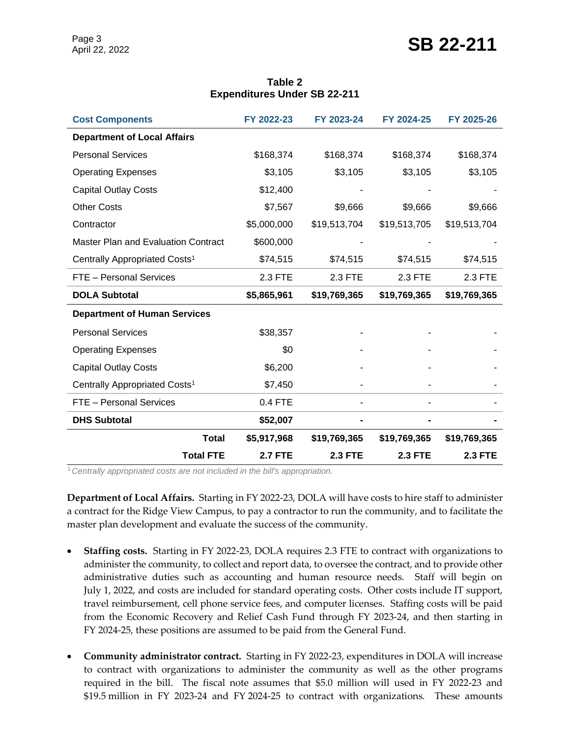**Table 2**
**Expenditures Under SB 22-211**

| Cost Components | FY 2022-23 | FY 2023-24 | FY 2024-25 | FY 2025-26 |
|---|---|---|---|---|
| **Department of Local Affairs** | | | | |
| Personal Services | $168,374 | $168,374 | $168,374 | $168,374 |
| Operating Expenses | $3,105 | $3,105 | $3,105 | $3,105 |
| Capital Outlay Costs | $12,400 | - | - | - |
| Other Costs | $7,567 | $9,666 | $9,666 | $9,666 |
| Contractor | $5,000,000 | $19,513,704 | $19,513,705 | $19,513,704 |
| Master Plan and Evaluation Contract | $600,000 | - | - | - |
| Centrally Appropriated Costs[1] | $74,515 | $74,515 | $74,515 | $74,515 |
| FTE – Personal Services | 2.3 FTE | 2.3 FTE | 2.3 FTE | 2.3 FTE |
| **DOLA Subtotal** | **$5,865,961** | **$19,769,365** | **$19,769,365** | **$19,769,365** |
| **Department of Human Services** | | | | |
| Personal Services | $38,357 | - | - | - |
| Operating Expenses | $0 | - | - | - |
| Capital Outlay Costs | $6,200 | - | - | - |
| Centrally Appropriated Costs[1] | $7,450 | - | - | - |
| FTE – Personal Services | 0.4 FTE | - | - | - |
| **DHS Subtotal** | **$52,007** | **-** | **-** | **-** |
| **Total** | **$5,917,968** | **$19,769,365** | **$19,769,365** | **$19,769,365** |
| **Total FTE** | **2.7 FTE** | **2.3 FTE** | **2.3 FTE** | **2.3 FTE** |

[1] *Centrally appropriated costs are not included in the bill's appropriation.*

**Department of Local Affairs.** Starting in FY 2022-23, DOLA will have costs to hire staff to administer a contract for the Ridge View Campus, to pay a contractor to run the community, and to facilitate the master plan development and evaluate the success of the community.

- **Staffing costs.** Starting in FY 2022-23, DOLA requires 2.3 FTE to contract with organizations to administer the community, to collect and report data, to oversee the contract, and to provide other administrative duties such as accounting and human resource needs. Staff will begin on July 1, 2022, and costs are included for standard operating costs. Other costs include IT support, travel reimbursement, cell phone service fees, and computer licenses. Staffing costs will be paid from the Economic Recovery and Relief Cash Fund through FY 2023-24, and then starting in FY 2024-25, these positions are assumed to be paid from the General Fund.

- **Community administrator contract.** Starting in FY 2022-23, expenditures in DOLA will increase to contract with organizations to administer the community as well as the other programs required in the bill. The fiscal note assumes that $5.0 million will used in FY 2022-23 and $19.5 million in FY 2023-24 and FY 2024-25 to contract with organizations. These amounts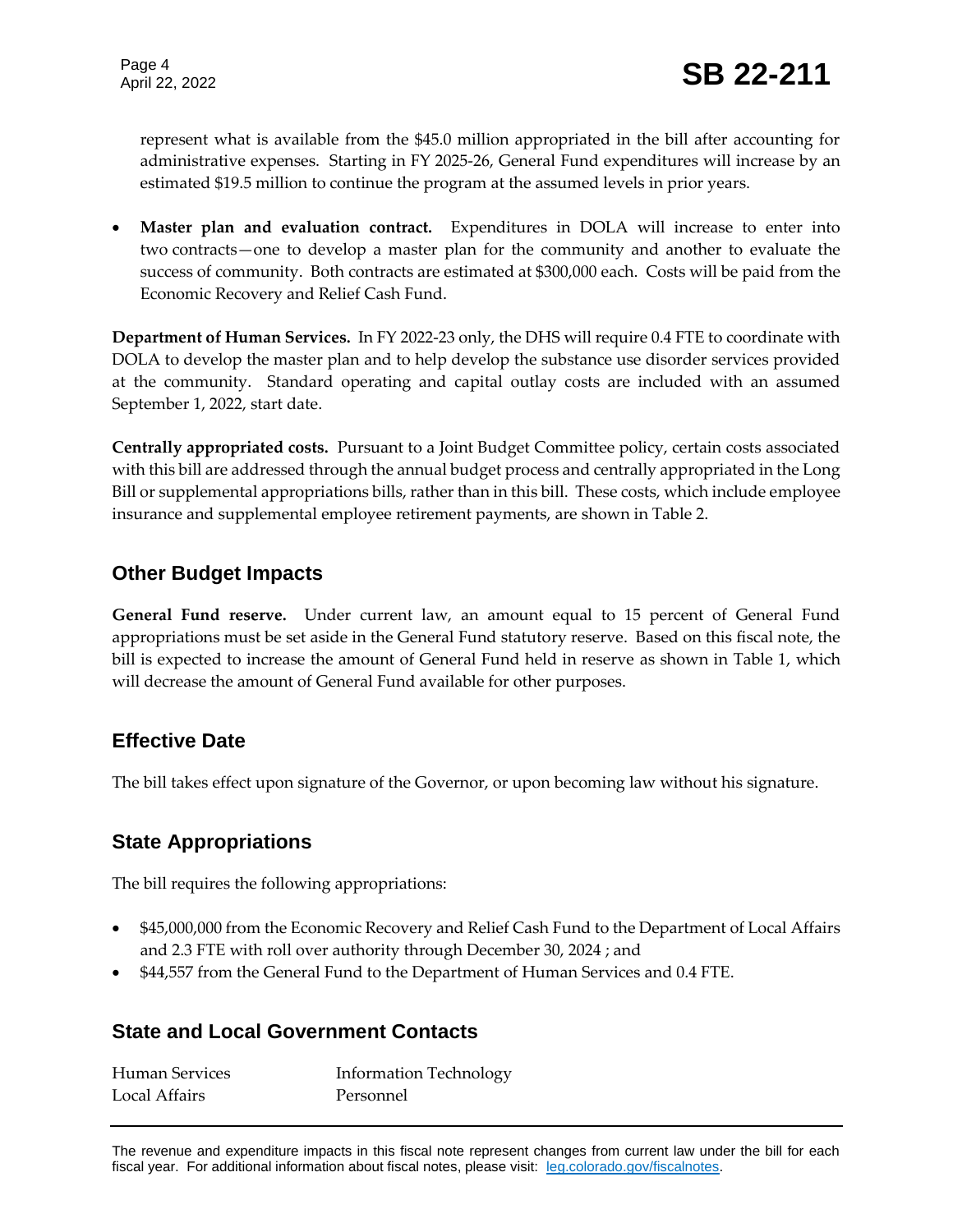represent what is available from the $45.0 million appropriated in the bill after accounting for administrative expenses. Starting in FY 2025-26, General Fund expenditures will increase by an estimated $19.5 million to continue the program at the assumed levels in prior years.

- **Master plan and evaluation contract.** Expenditures in DOLA will increase to enter into two contracts—one to develop a master plan for the community and another to evaluate the success of community. Both contracts are estimated at $300,000 each. Costs will be paid from the Economic Recovery and Relief Cash Fund.

**Department of Human Services.** In FY 2022-23 only, the DHS will require 0.4 FTE to coordinate with DOLA to develop the master plan and to help develop the substance use disorder services provided at the community. Standard operating and capital outlay costs are included with an assumed September 1, 2022, start date.

**Centrally appropriated costs.** Pursuant to a Joint Budget Committee policy, certain costs associated with this bill are addressed through the annual budget process and centrally appropriated in the Long Bill or supplemental appropriations bills, rather than in this bill. These costs, which include employee insurance and supplemental employee retirement payments, are shown in Table 2.

## Other Budget Impacts

**General Fund reserve.** Under current law, an amount equal to 15 percent of General Fund appropriations must be set aside in the General Fund statutory reserve. Based on this fiscal note, the bill is expected to increase the amount of General Fund held in reserve as shown in Table 1, which will decrease the amount of General Fund available for other purposes.

## Effective Date

The bill takes effect upon signature of the Governor, or upon becoming law without his signature.

## State Appropriations

The bill requires the following appropriations:

- $45,000,000 from the Economic Recovery and Relief Cash Fund to the Department of Local Affairs and 2.3 FTE with roll over authority through December 30, 2024 ; and
- $44,557 from the General Fund to the Department of Human Services and 0.4 FTE.

## State and Local Government Contacts

| | |
|---|---|
| Human Services | Information Technology |
| Local Affairs | Personnel |

The revenue and expenditure impacts in this fiscal note represent changes from current law under the bill for each fiscal year. For additional information about fiscal notes, please visit: leg.colorado.gov/fiscalnotes.